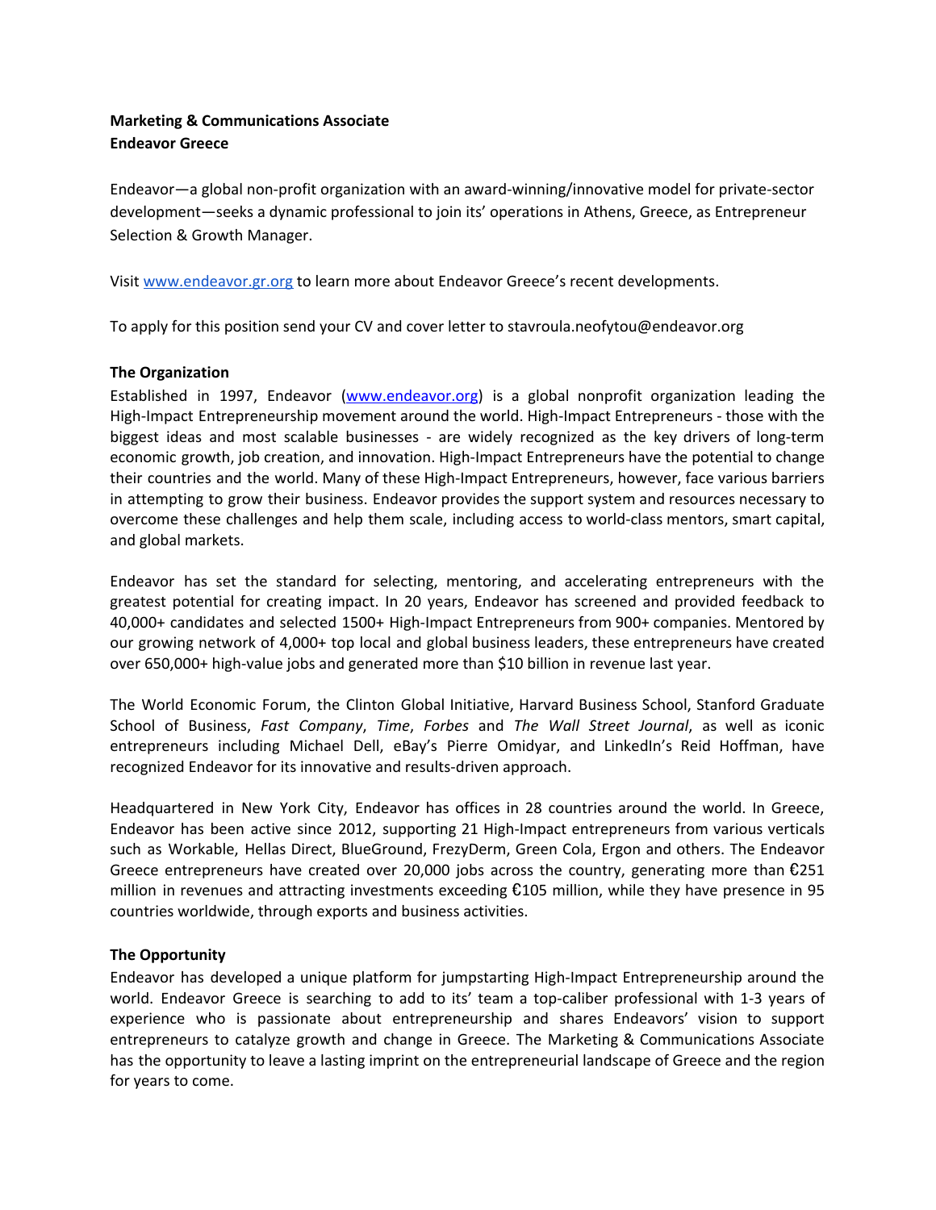**Marketing & Communications Associate**
**Endeavor Greece**

Endeavor—a global non-profit organization with an award-winning/innovative model for private-sector development—seeks a dynamic professional to join its' operations in Athens, Greece, as Entrepreneur Selection & Growth Manager.

Visit [www.endeavor.gr.org](http://www.endeavor.gr.org) to learn more about Endeavor Greece's recent developments.

To apply for this position send your CV and cover letter to stavroula.neofytou@endeavor.org

**The Organization**

Established in 1997, Endeavor ([www.endeavor.org](http://www.endeavor.org)) is a global nonprofit organization leading the High-Impact Entrepreneurship movement around the world. High-Impact Entrepreneurs - those with the biggest ideas and most scalable businesses - are widely recognized as the key drivers of long-term economic growth, job creation, and innovation. High-Impact Entrepreneurs have the potential to change their countries and the world. Many of these High-Impact Entrepreneurs, however, face various barriers in attempting to grow their business. Endeavor provides the support system and resources necessary to overcome these challenges and help them scale, including access to world-class mentors, smart capital, and global markets.

Endeavor has set the standard for selecting, mentoring, and accelerating entrepreneurs with the greatest potential for creating impact. In 20 years, Endeavor has screened and provided feedback to 40,000+ candidates and selected 1500+ High-Impact Entrepreneurs from 900+ companies. Mentored by our growing network of 4,000+ top local and global business leaders, these entrepreneurs have created over 650,000+ high-value jobs and generated more than $10 billion in revenue last year.

The World Economic Forum, the Clinton Global Initiative, Harvard Business School, Stanford Graduate School of Business, *Fast Company*, *Time*, *Forbes* and *The Wall Street Journal*, as well as iconic entrepreneurs including Michael Dell, eBay's Pierre Omidyar, and LinkedIn's Reid Hoffman, have recognized Endeavor for its innovative and results-driven approach.

Headquartered in New York City, Endeavor has offices in 28 countries around the world. In Greece, Endeavor has been active since 2012, supporting 21 High-Impact entrepreneurs from various verticals such as Workable, Hellas Direct, BlueGround, FrezyDerm, Green Cola, Ergon and others. The Endeavor Greece entrepreneurs have created over 20,000 jobs across the country, generating more than €251 million in revenues and attracting investments exceeding €105 million, while they have presence in 95 countries worldwide, through exports and business activities.

**The Opportunity**

Endeavor has developed a unique platform for jumpstarting High-Impact Entrepreneurship around the world. Endeavor Greece is searching to add to its' team a top-caliber professional with 1-3 years of experience who is passionate about entrepreneurship and shares Endeavors' vision to support entrepreneurs to catalyze growth and change in Greece. The Marketing & Communications Associate has the opportunity to leave a lasting imprint on the entrepreneurial landscape of Greece and the region for years to come.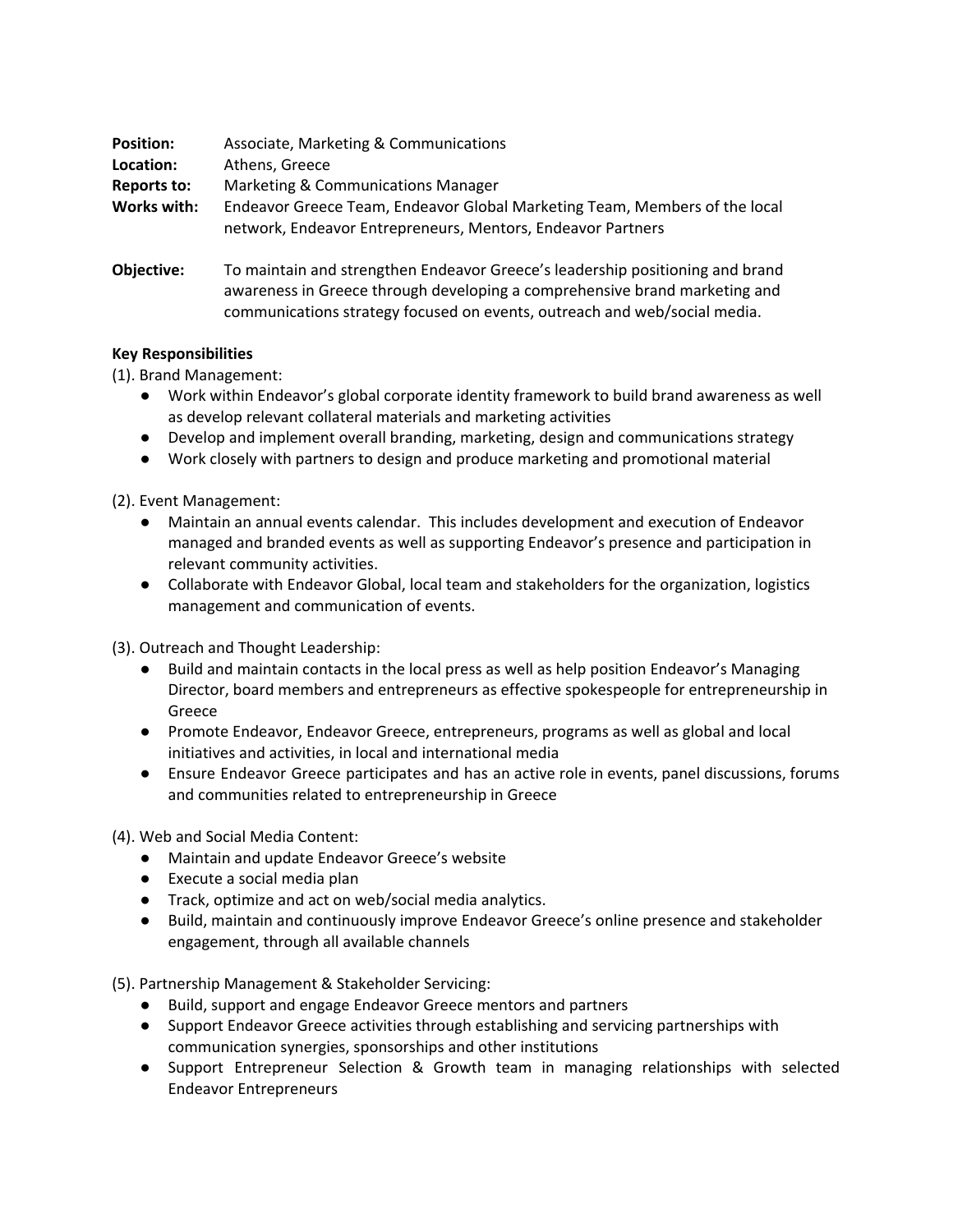**Position:** Associate, Marketing & Communications
**Location:** Athens, Greece
**Reports to:** Marketing & Communications Manager
**Works with:** Endeavor Greece Team, Endeavor Global Marketing Team, Members of the local network, Endeavor Entrepreneurs, Mentors, Endeavor Partners

**Objective:** To maintain and strengthen Endeavor Greece's leadership positioning and brand awareness in Greece through developing a comprehensive brand marketing and communications strategy focused on events, outreach and web/social media.

**Key Responsibilities**

(1). Brand Management:

- Work within Endeavor's global corporate identity framework to build brand awareness as well as develop relevant collateral materials and marketing activities
- Develop and implement overall branding, marketing, design and communications strategy
- Work closely with partners to design and produce marketing and promotional material

(2). Event Management:

- Maintain an annual events calendar. This includes development and execution of Endeavor managed and branded events as well as supporting Endeavor's presence and participation in relevant community activities.
- Collaborate with Endeavor Global, local team and stakeholders for the organization, logistics management and communication of events.

(3). Outreach and Thought Leadership:

- Build and maintain contacts in the local press as well as help position Endeavor's Managing Director, board members and entrepreneurs as effective spokespeople for entrepreneurship in Greece
- Promote Endeavor, Endeavor Greece, entrepreneurs, programs as well as global and local initiatives and activities, in local and international media
- Ensure Endeavor Greece participates and has an active role in events, panel discussions, forums and communities related to entrepreneurship in Greece

(4). Web and Social Media Content:

- Maintain and update Endeavor Greece's website
- Execute a social media plan
- Track, optimize and act on web/social media analytics.
- Build, maintain and continuously improve Endeavor Greece's online presence and stakeholder engagement, through all available channels

(5). Partnership Management & Stakeholder Servicing:

- Build, support and engage Endeavor Greece mentors and partners
- Support Endeavor Greece activities through establishing and servicing partnerships with communication synergies, sponsorships and other institutions
- Support Entrepreneur Selection & Growth team in managing relationships with selected Endeavor Entrepreneurs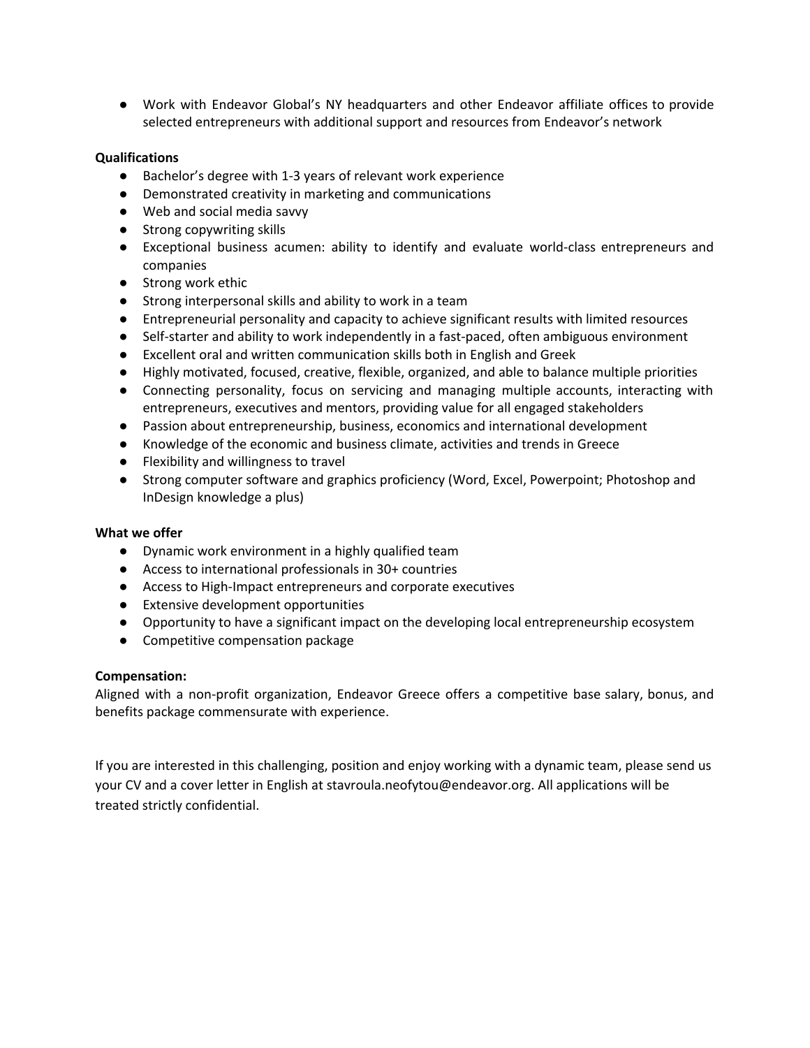- Work with Endeavor Global's NY headquarters and other Endeavor affiliate offices to provide selected entrepreneurs with additional support and resources from Endeavor's network

**Qualifications**

- Bachelor's degree with 1-3 years of relevant work experience
- Demonstrated creativity in marketing and communications
- Web and social media savvy
- Strong copywriting skills
- Exceptional business acumen: ability to identify and evaluate world-class entrepreneurs and companies
- Strong work ethic
- Strong interpersonal skills and ability to work in a team
- Entrepreneurial personality and capacity to achieve significant results with limited resources
- Self-starter and ability to work independently in a fast-paced, often ambiguous environment
- Excellent oral and written communication skills both in English and Greek
- Highly motivated, focused, creative, flexible, organized, and able to balance multiple priorities
- Connecting personality, focus on servicing and managing multiple accounts, interacting with entrepreneurs, executives and mentors, providing value for all engaged stakeholders
- Passion about entrepreneurship, business, economics and international development
- Knowledge of the economic and business climate, activities and trends in Greece
- Flexibility and willingness to travel
- Strong computer software and graphics proficiency (Word, Excel, Powerpoint; Photoshop and InDesign knowledge a plus)

**What we offer**

- Dynamic work environment in a highly qualified team
- Access to international professionals in 30+ countries
- Access to High-Impact entrepreneurs and corporate executives
- Extensive development opportunities
- Opportunity to have a significant impact on the developing local entrepreneurship ecosystem
- Competitive compensation package

**Compensation:**

Aligned with a non-profit organization, Endeavor Greece offers a competitive base salary, bonus, and benefits package commensurate with experience.

If you are interested in this challenging, position and enjoy working with a dynamic team, please send us your CV and a cover letter in English at stavroula.neofytou@endeavor.org. All applications will be treated strictly confidential.